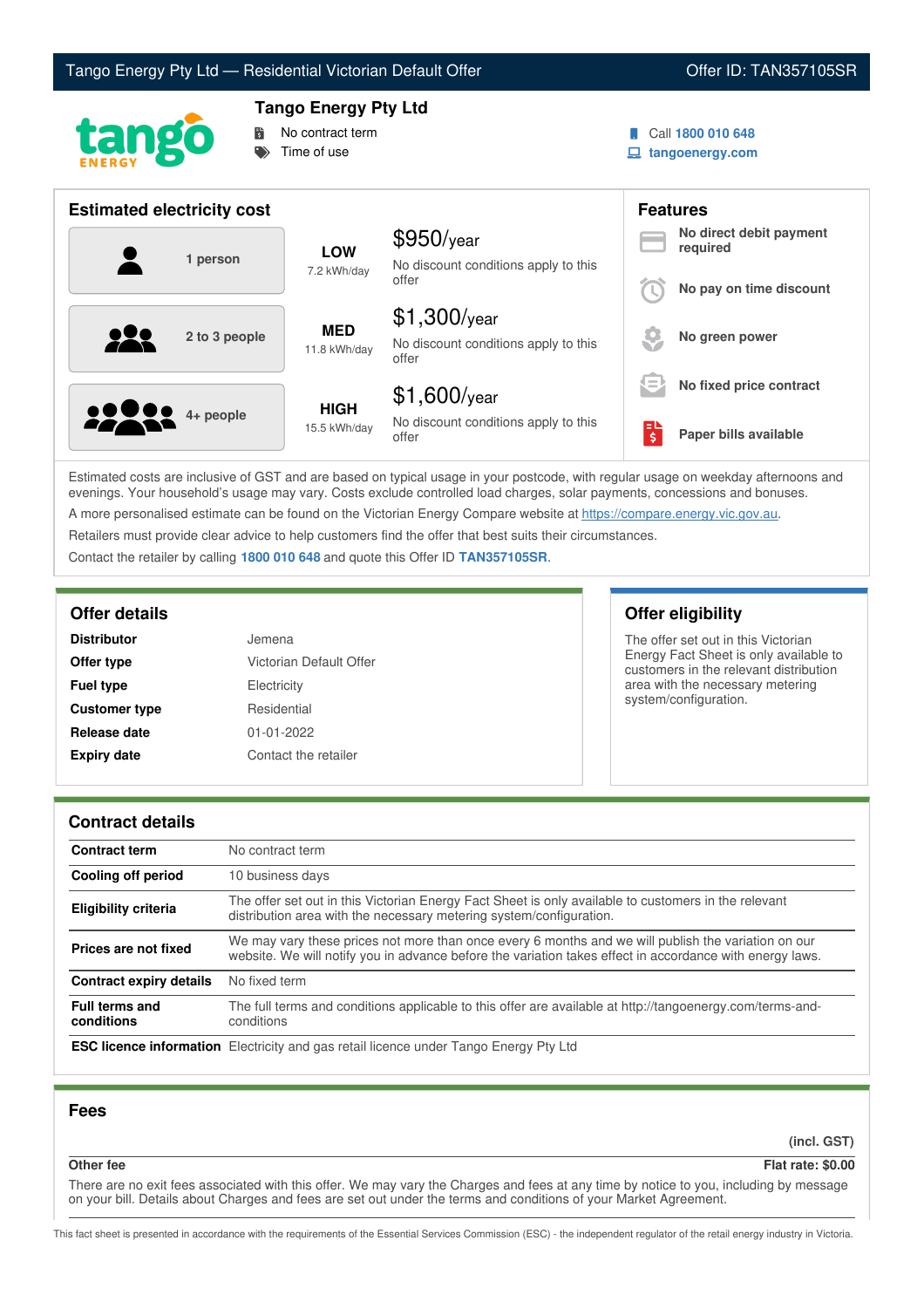Tango Energy Pty Ltd — Residential Victorian Default Offer | Offer ID: TAN357105SR

# Tango Energy Pty Ltd

- No contract term
- Time of use

Call **1800 010 648**
**tangoenergy.com**

## Estimated electricity cost

| Household | Usage | Cost |
|---|---|---|
| 1 person | **LOW** 7.2 kWh/day | $950/year — No discount conditions apply to this offer |
| 2 to 3 people | **MED** 11.8 kWh/day | $1,300/year — No discount conditions apply to this offer |
| 4+ people | **HIGH** 15.5 kWh/day | $1,600/year — No discount conditions apply to this offer |

## Features

- **No direct debit payment required**
- **No pay on time discount**
- **No green power**
- **No fixed price contract**
- **Paper bills available**

Estimated costs are inclusive of GST and are based on typical usage in your postcode, with regular usage on weekday afternoons and evenings. Your household's usage may vary. Costs exclude controlled load charges, solar payments, concessions and bonuses.

A more personalised estimate can be found on the Victorian Energy Compare website at https://compare.energy.vic.gov.au.

Retailers must provide clear advice to help customers find the offer that best suits their circumstances.

Contact the retailer by calling **1800 010 648** and quote this Offer ID **TAN357105SR**.

## Offer details

| | |
|---|---|
| **Distributor** | Jemena |
| **Offer type** | Victorian Default Offer |
| **Fuel type** | Electricity |
| **Customer type** | Residential |
| **Release date** | 01-01-2022 |
| **Expiry date** | Contact the retailer |

## Offer eligibility

The offer set out in this Victorian Energy Fact Sheet is only available to customers in the relevant distribution area with the necessary metering system/configuration.

## Contract details

| | |
|---|---|
| **Contract term** | No contract term |
| **Cooling off period** | 10 business days |
| **Eligibility criteria** | The offer set out in this Victorian Energy Fact Sheet is only available to customers in the relevant distribution area with the necessary metering system/configuration. |
| **Prices are not fixed** | We may vary these prices not more than once every 6 months and we will publish the variation on our website. We will notify you in advance before the variation takes effect in accordance with energy laws. |
| **Contract expiry details** | No fixed term |
| **Full terms and conditions** | The full terms and conditions applicable to this offer are available at http://tangoenergy.com/terms-and-conditions |
| **ESC licence information** | Electricity and gas retail licence under Tango Energy Pty Ltd |

## Fees

| | (incl. GST) |
|---|---|
| **Other fee** | **Flat rate: $0.00** |

There are no exit fees associated with this offer. We may vary the Charges and fees at any time by notice to you, including by message on your bill. Details about Charges and fees are set out under the terms and conditions of your Market Agreement.

This fact sheet is presented in accordance with the requirements of the Essential Services Commission (ESC) - the independent regulator of the retail energy industry in Victoria.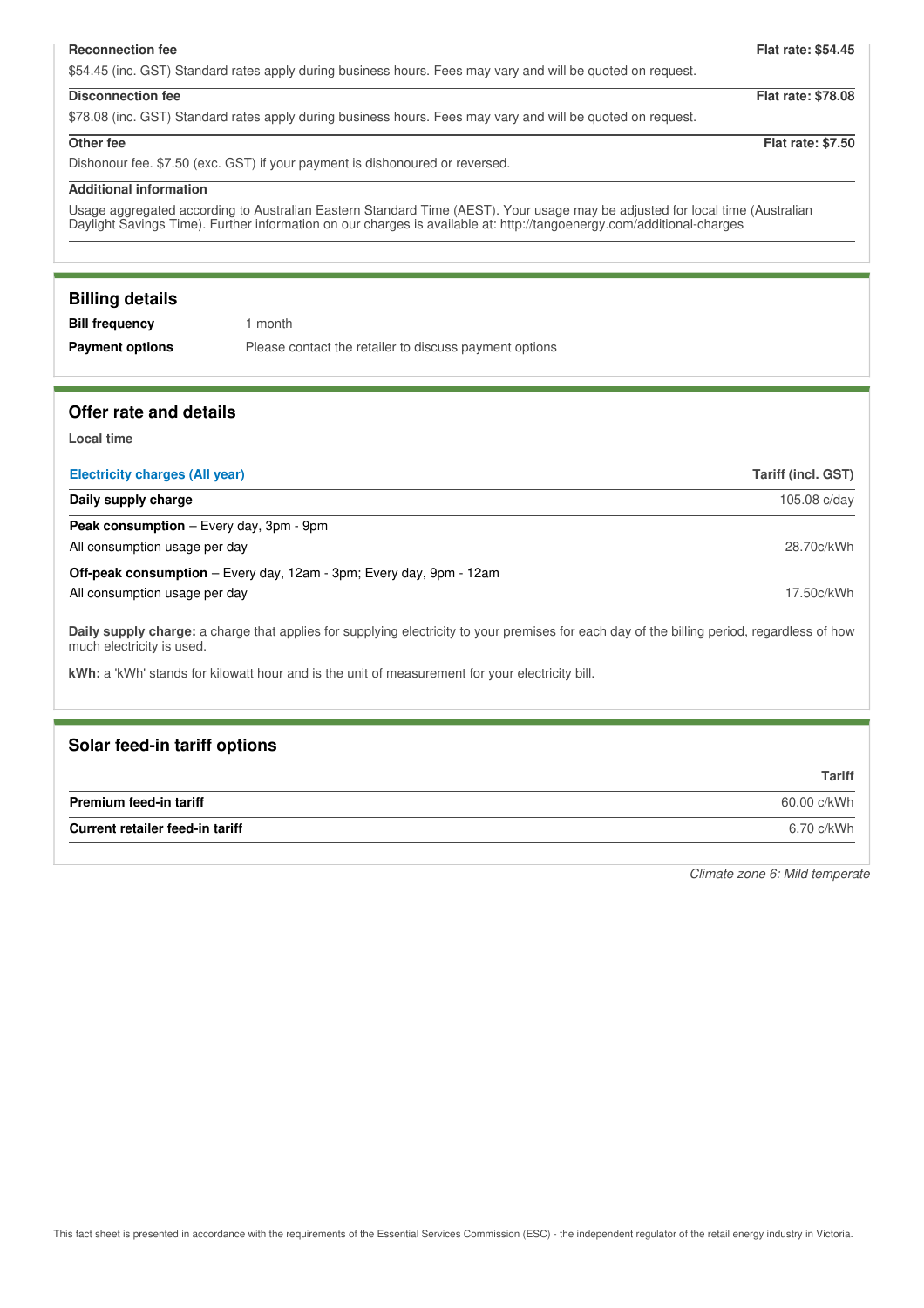| | |
|---|---|
| **Reconnection fee** | **Flat rate: $54.45** |
| $54.45 (inc. GST) Standard rates apply during business hours. Fees may vary and will be quoted on request. | |
| **Disconnection fee** | **Flat rate: $78.08** |
| $78.08 (inc. GST) Standard rates apply during business hours. Fees may vary and will be quoted on request. | |
| **Other fee** | **Flat rate: $7.50** |
| Dishonour fee. $7.50 (exc. GST) if your payment is dishonoured or reversed. | |

**Additional information**

Usage aggregated according to Australian Eastern Standard Time (AEST). Your usage may be adjusted for local time (Australian Daylight Savings Time). Further information on our charges is available at: http://tangoenergy.com/additional-charges

## Billing details

| | |
|---|---|
| **Bill frequency** | 1 month |
| **Payment options** | Please contact the retailer to discuss payment options |

## Offer rate and details

**Local time**

| Electricity charges (All year) | Tariff (incl. GST) |
|---|---|
| **Daily supply charge** | 105.08 c/day |
| **Peak consumption** – Every day, 3pm - 9pm | |
| All consumption usage per day | 28.70c/kWh |
| **Off-peak consumption** – Every day, 12am - 3pm; Every day, 9pm - 12am | |
| All consumption usage per day | 17.50c/kWh |

**Daily supply charge:** a charge that applies for supplying electricity to your premises for each day of the billing period, regardless of how much electricity is used.

**kWh:** a 'kWh' stands for kilowatt hour and is the unit of measurement for your electricity bill.

## Solar feed-in tariff options

| | Tariff |
|---|---|
| **Premium feed-in tariff** | 60.00 c/kWh |
| **Current retailer feed-in tariff** | 6.70 c/kWh |

*Climate zone 6: Mild temperate*

This fact sheet is presented in accordance with the requirements of the Essential Services Commission (ESC) - the independent regulator of the retail energy industry in Victoria.